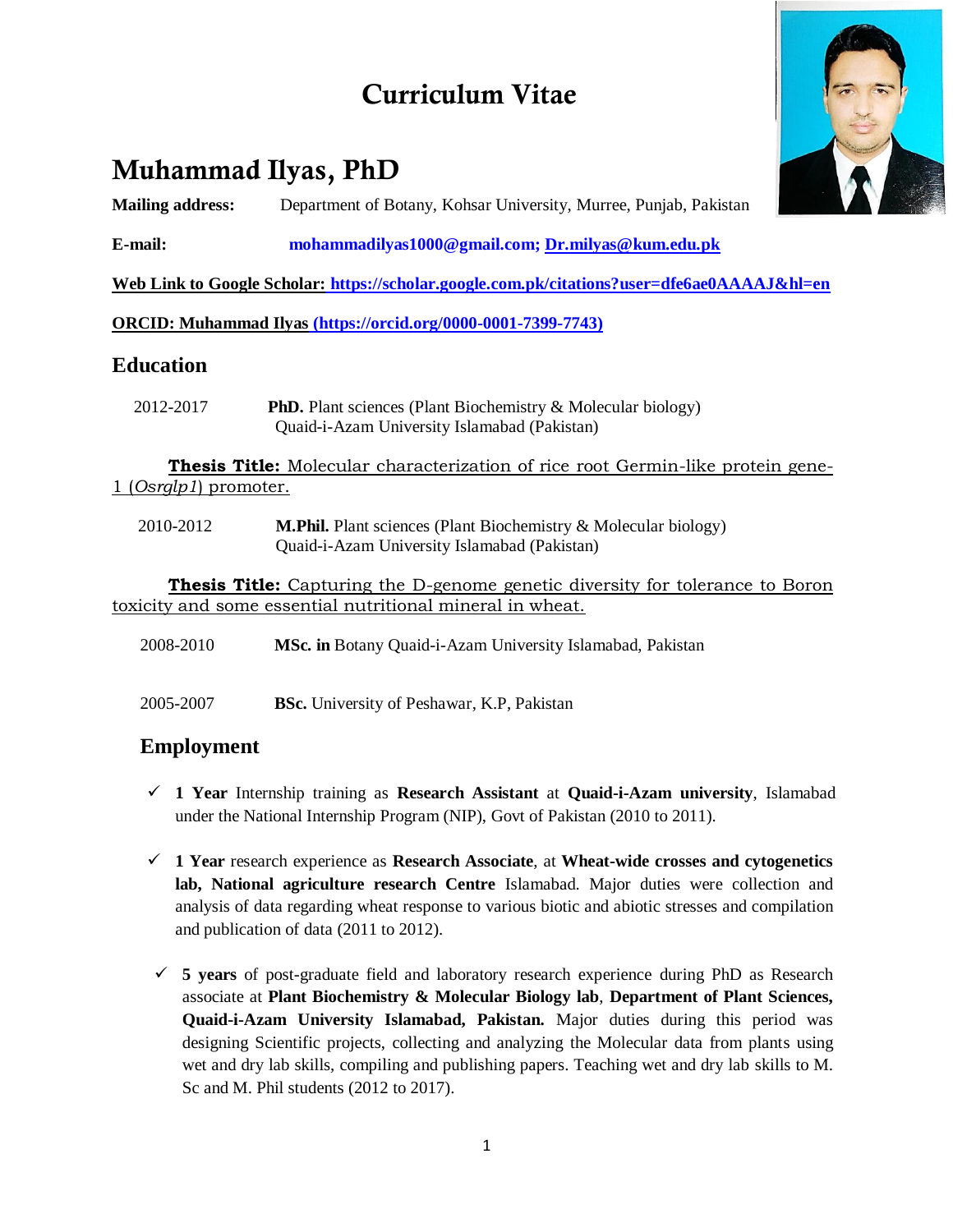# Curriculum Vitae

## Muhammad Ilyas, PhD

**Mailing address:** Department of Botany, Kohsar University, Murree, Punjab, Pakistan

**E-mail:** mohammadilyas1000@gmail.com; Dr.milyas@kum.edu.pk

**Web Link to Google Scholar: https://scholar.google.com.pk/citations?user=dfe6ae0AAAAJ&hl=en**

**ORCID: Muhammad Ilyas (https://orcid.org/0000-0001-7399-7743)**

## Education

2012-2017 **PhD.** Plant sciences (Plant Biochemistry & Molecular biology)
Quaid-i-Azam University Islamabad (Pakistan)

**Thesis Title:** Molecular characterization of rice root Germin-like protein gene-1 (*Osrglp1*) promoter.

2010-2012 **M.Phil.** Plant sciences (Plant Biochemistry & Molecular biology)
Quaid-i-Azam University Islamabad (Pakistan)

**Thesis Title:** Capturing the D-genome genetic diversity for tolerance to Boron toxicity and some essential nutritional mineral in wheat.

2008-2010 **MSc. in** Botany Quaid-i-Azam University Islamabad, Pakistan

2005-2007 **BSc.** University of Peshawar, K.P, Pakistan

## Employment

- ✓ **1 Year** Internship training as **Research Assistant** at **Quaid-i-Azam university**, Islamabad under the National Internship Program (NIP), Govt of Pakistan (2010 to 2011).
- ✓ **1 Year** research experience as **Research Associate**, at **Wheat-wide crosses and cytogenetics lab, National agriculture research Centre** Islamabad. Major duties were collection and analysis of data regarding wheat response to various biotic and abiotic stresses and compilation and publication of data (2011 to 2012).
- ✓ **5 years** of post-graduate field and laboratory research experience during PhD as Research associate at **Plant Biochemistry & Molecular Biology lab**, **Department of Plant Sciences, Quaid-i-Azam University Islamabad, Pakistan.** Major duties during this period was designing Scientific projects, collecting and analyzing the Molecular data from plants using wet and dry lab skills, compiling and publishing papers. Teaching wet and dry lab skills to M. Sc and M. Phil students (2012 to 2017).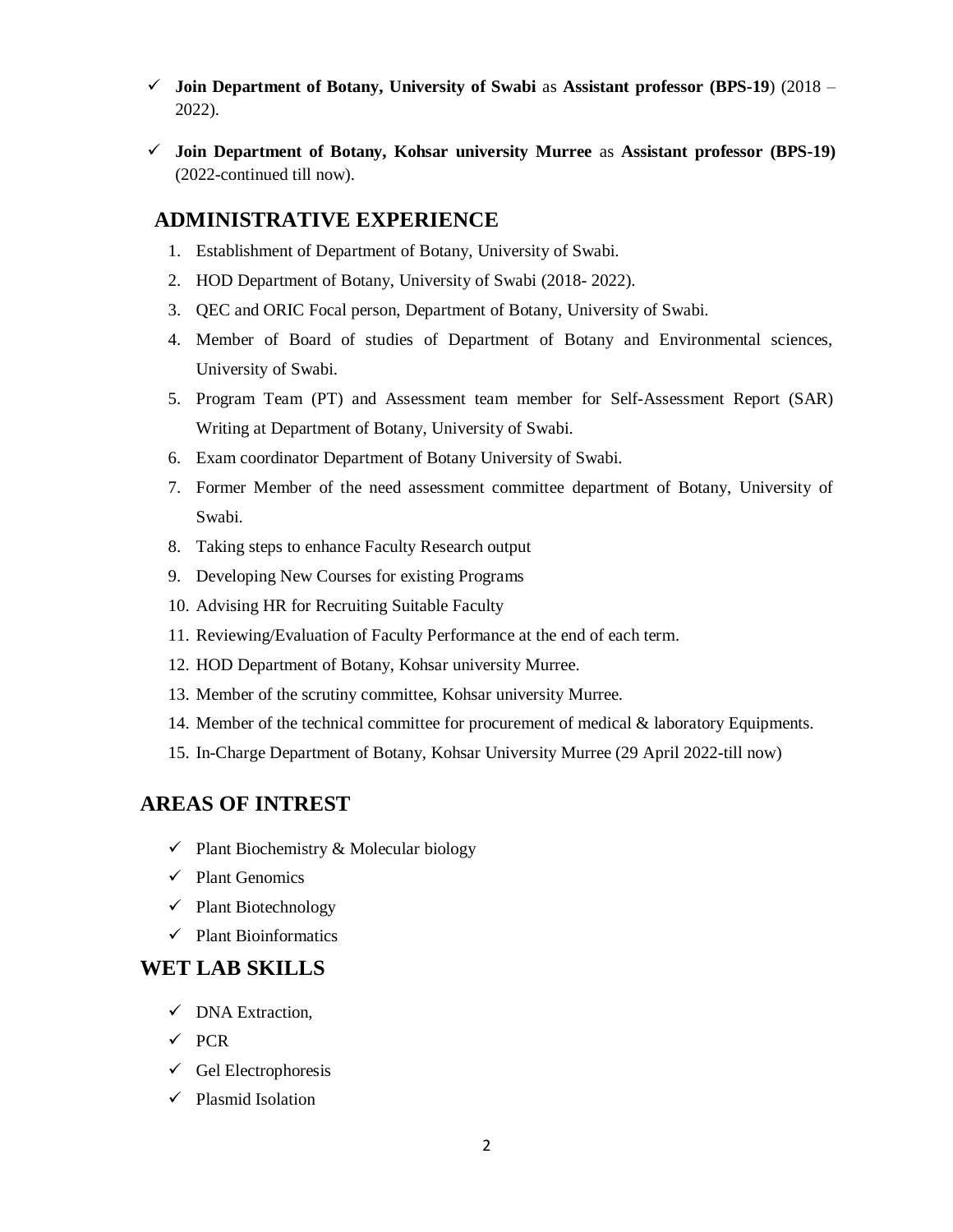- ✓ **Join Department of Botany, University of Swabi** as **Assistant professor (BPS-19**) (2018 – 2022).
- ✓ **Join Department of Botany, Kohsar university Murree** as **Assistant professor (BPS-19)** (2022-continued till now).

## ADMINISTRATIVE EXPERIENCE

1. Establishment of Department of Botany, University of Swabi.
2. HOD Department of Botany, University of Swabi (2018- 2022).
3. QEC and ORIC Focal person, Department of Botany, University of Swabi.
4. Member of Board of studies of Department of Botany and Environmental sciences, University of Swabi.
5. Program Team (PT) and Assessment team member for Self-Assessment Report (SAR) Writing at Department of Botany, University of Swabi.
6. Exam coordinator Department of Botany University of Swabi.
7. Former Member of the need assessment committee department of Botany, University of Swabi.
8. Taking steps to enhance Faculty Research output
9. Developing New Courses for existing Programs
10. Advising HR for Recruiting Suitable Faculty
11. Reviewing/Evaluation of Faculty Performance at the end of each term.
12. HOD Department of Botany, Kohsar university Murree.
13. Member of the scrutiny committee, Kohsar university Murree.
14. Member of the technical committee for procurement of medical & laboratory Equipments.
15. In-Charge Department of Botany, Kohsar University Murree (29 April 2022-till now)

## AREAS OF INTREST

- ✓ Plant Biochemistry & Molecular biology
- ✓ Plant Genomics
- ✓ Plant Biotechnology
- ✓ Plant Bioinformatics

## WET LAB SKILLS

- ✓ DNA Extraction,
- ✓ PCR
- ✓ Gel Electrophoresis
- ✓ Plasmid Isolation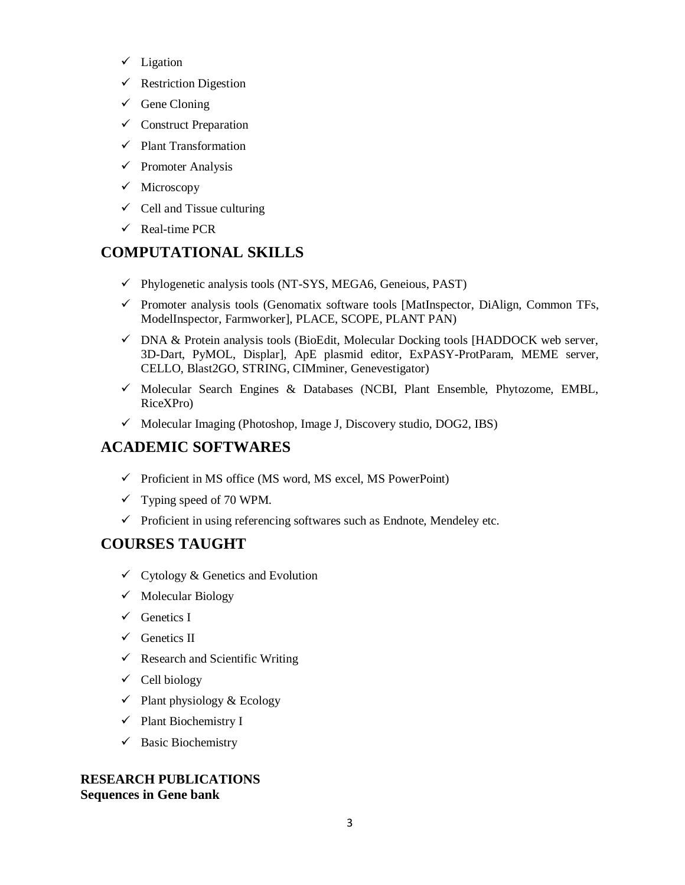- ✓ Ligation
- ✓ Restriction Digestion
- ✓ Gene Cloning
- ✓ Construct Preparation
- ✓ Plant Transformation
- ✓ Promoter Analysis
- ✓ Microscopy
- ✓ Cell and Tissue culturing
- ✓ Real-time PCR

## COMPUTATIONAL SKILLS

- ✓ Phylogenetic analysis tools (NT-SYS, MEGA6, Geneious, PAST)
- ✓ Promoter analysis tools (Genomatix software tools [MatInspector, DiAlign, Common TFs, ModelInspector, Farmworker], PLACE, SCOPE, PLANT PAN)
- ✓ DNA & Protein analysis tools (BioEdit, Molecular Docking tools [HADDOCK web server, 3D-Dart, PyMOL, Displar], ApE plasmid editor, ExPASY-ProtParam, MEME server, CELLO, Blast2GO, STRING, CIMminer, Genevestigator)
- ✓ Molecular Search Engines & Databases (NCBI, Plant Ensemble, Phytozome, EMBL, RiceXPro)
- ✓ Molecular Imaging (Photoshop, Image J, Discovery studio, DOG2, IBS)

## ACADEMIC SOFTWARES

- ✓ Proficient in MS office (MS word, MS excel, MS PowerPoint)
- ✓ Typing speed of 70 WPM.
- ✓ Proficient in using referencing softwares such as Endnote, Mendeley etc.

## COURSES TAUGHT

- ✓ Cytology & Genetics and Evolution
- ✓ Molecular Biology
- ✓ Genetics I
- ✓ Genetics II
- ✓ Research and Scientific Writing
- ✓ Cell biology
- ✓ Plant physiology & Ecology
- ✓ Plant Biochemistry I
- ✓ Basic Biochemistry

**RESEARCH PUBLICATIONS**
**Sequences in Gene bank**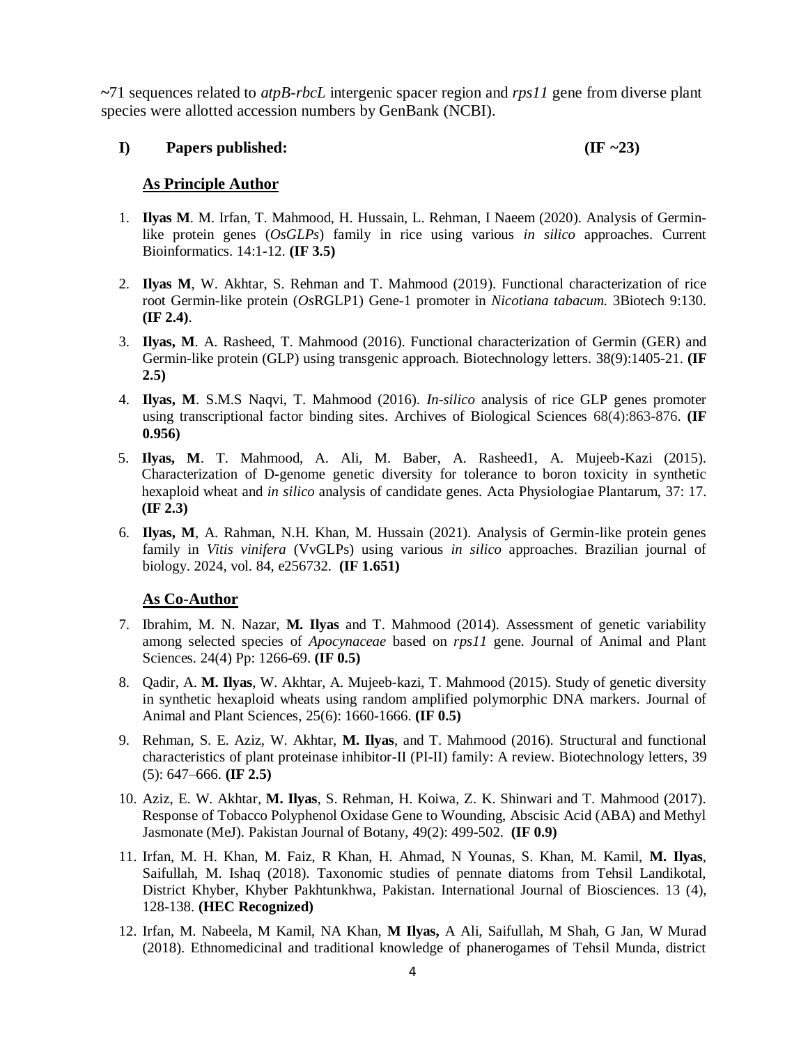~71 sequences related to *atpB-rbcL* intergenic spacer region and *rps11* gene from diverse plant species were allotted accession numbers by GenBank (NCBI).

## I) Papers published: (IF ~23)

### As Principle Author

1. **Ilyas M**. M. Irfan, T. Mahmood, H. Hussain, L. Rehman, I Naeem (2020). Analysis of Germin-like protein genes (*OsGLPs*) family in rice using various *in silico* approaches. Current Bioinformatics. 14:1-12. **(IF 3.5)**

2. **Ilyas M**, W. Akhtar, S. Rehman and T. Mahmood (2019). Functional characterization of rice root Germin-like protein (*Os*RGLP1) Gene-1 promoter in *Nicotiana tabacum.* 3Biotech 9:130. **(IF 2.4)**.

3. **Ilyas, M**. A. Rasheed, T. Mahmood (2016). Functional characterization of Germin (GER) and Germin-like protein (GLP) using transgenic approach. Biotechnology letters. 38(9):1405-21. **(IF 2.5)**

4. **Ilyas, M**. S.M.S Naqvi, T. Mahmood (2016). *In-silico* analysis of rice GLP genes promoter using transcriptional factor binding sites. Archives of Biological Sciences 68(4):863-876. **(IF 0.956)**

5. **Ilyas, M**. T. Mahmood, A. Ali, M. Baber, A. Rasheed1, A. Mujeeb-Kazi (2015). Characterization of D-genome genetic diversity for tolerance to boron toxicity in synthetic hexaploid wheat and *in silico* analysis of candidate genes. Acta Physiologiae Plantarum, 37: 17. **(IF 2.3)**

6. **Ilyas, M**, A. Rahman, N.H. Khan, M. Hussain (2021). Analysis of Germin-like protein genes family in *Vitis vinifera* (VvGLPs) using various *in silico* approaches. Brazilian journal of biology. 2024, vol. 84, e256732. **(IF 1.651)**

### As Co-Author

7. Ibrahim, M. N. Nazar, **M. Ilyas** and T. Mahmood (2014). Assessment of genetic variability among selected species of *Apocynaceae* based on *rps11* gene. Journal of Animal and Plant Sciences. 24(4) Pp: 1266-69. **(IF 0.5)**

8. Qadir, A. **M. Ilyas**, W. Akhtar, A. Mujeeb-kazi, T. Mahmood (2015). Study of genetic diversity in synthetic hexaploid wheats using random amplified polymorphic DNA markers. Journal of Animal and Plant Sciences, 25(6): 1660-1666. **(IF 0.5)**

9. Rehman, S. E. Aziz, W. Akhtar, **M. Ilyas**, and T. Mahmood (2016). Structural and functional characteristics of plant proteinase inhibitor-II (PI-II) family: A review. Biotechnology letters, 39 (5): 647–666. **(IF 2.5)**

10. Aziz, E. W. Akhtar, **M. Ilyas**, S. Rehman, H. Koiwa, Z. K. Shinwari and T. Mahmood (2017). Response of Tobacco Polyphenol Oxidase Gene to Wounding, Abscisic Acid (ABA) and Methyl Jasmonate (MeJ). Pakistan Journal of Botany, 49(2): 499-502. **(IF 0.9)**

11. Irfan, M. H. Khan, M. Faiz, R Khan, H. Ahmad, N Younas, S. Khan, M. Kamil, **M. Ilyas**, Saifullah, M. Ishaq (2018). Taxonomic studies of pennate diatoms from Tehsil Landikotal, District Khyber, Khyber Pakhtunkhwa, Pakistan. International Journal of Biosciences. 13 (4), 128-138. **(HEC Recognized)**

12. Irfan, M. Nabeela, M Kamil, NA Khan, **M Ilyas,** A Ali, Saifullah, M Shah, G Jan, W Murad (2018). Ethnomedicinal and traditional knowledge of phanerogames of Tehsil Munda, district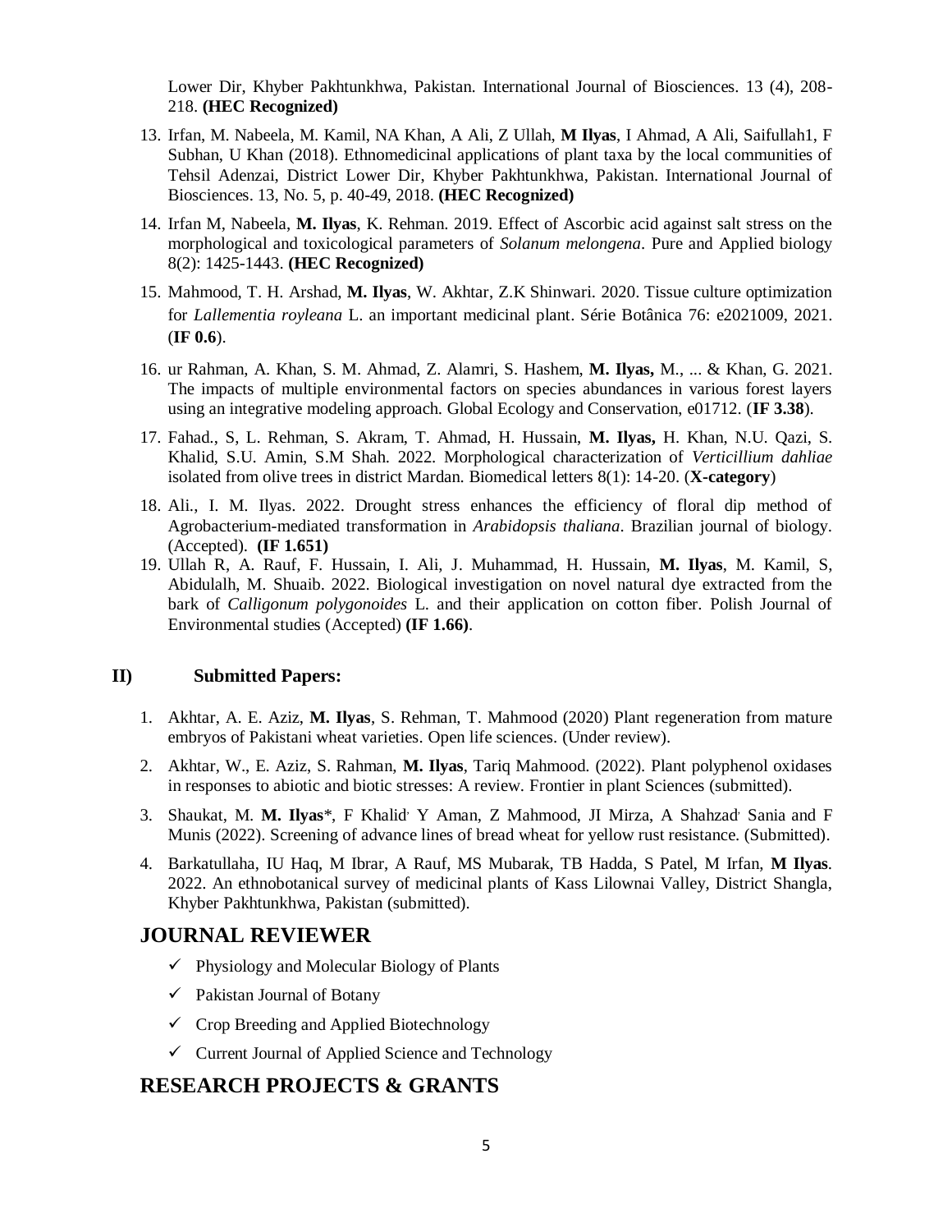Lower Dir, Khyber Pakhtunkhwa, Pakistan. International Journal of Biosciences. 13 (4), 208-218. **(HEC Recognized)**

13. Irfan, M. Nabeela, M. Kamil, NA Khan, A Ali, Z Ullah, **M Ilyas**, I Ahmad, A Ali, Saifullah1, F Subhan, U Khan (2018). Ethnomedicinal applications of plant taxa by the local communities of Tehsil Adenzai, District Lower Dir, Khyber Pakhtunkhwa, Pakistan. International Journal of Biosciences. 13, No. 5, p. 40-49, 2018. **(HEC Recognized)**
14. Irfan M, Nabeela, **M. Ilyas**, K. Rehman. 2019. Effect of Ascorbic acid against salt stress on the morphological and toxicological parameters of *Solanum melongena*. Pure and Applied biology 8(2): 1425-1443. **(HEC Recognized)**
15. Mahmood, T. H. Arshad, **M. Ilyas**, W. Akhtar, Z.K Shinwari. 2020. Tissue culture optimization for *Lallementia royleana* L. an important medicinal plant. Série Botânica 76: e2021009, 2021. (**IF 0.6**).
16. ur Rahman, A. Khan, S. M. Ahmad, Z. Alamri, S. Hashem, **M. Ilyas,** M., ... & Khan, G. 2021. The impacts of multiple environmental factors on species abundances in various forest layers using an integrative modeling approach. Global Ecology and Conservation, e01712. (**IF 3.38**).
17. Fahad., S, L. Rehman, S. Akram, T. Ahmad, H. Hussain, **M. Ilyas,** H. Khan, N.U. Qazi, S. Khalid, S.U. Amin, S.M Shah. 2022. Morphological characterization of *Verticillium dahliae* isolated from olive trees in district Mardan. Biomedical letters 8(1): 14-20. (**X-category**)
18. Ali., I. M. Ilyas. 2022. Drought stress enhances the efficiency of floral dip method of Agrobacterium-mediated transformation in *Arabidopsis thaliana*. Brazilian journal of biology. (Accepted). **(IF 1.651)**
19. Ullah R, A. Rauf, F. Hussain, I. Ali, J. Muhammad, H. Hussain, **M. Ilyas**, M. Kamil, S, Abidulalh, M. Shuaib. 2022. Biological investigation on novel natural dye extracted from the bark of *Calligonum polygonoides* L. and their application on cotton fiber. Polish Journal of Environmental studies (Accepted) **(IF 1.66)**.

### II) Submitted Papers:

1. Akhtar, A. E. Aziz, **M. Ilyas**, S. Rehman, T. Mahmood (2020) Plant regeneration from mature embryos of Pakistani wheat varieties. Open life sciences. (Under review).
2. Akhtar, W., E. Aziz, S. Rahman, **M. Ilyas**, Tariq Mahmood. (2022). Plant polyphenol oxidases in responses to abiotic and biotic stresses: A review. Frontier in plant Sciences (submitted).
3. Shaukat, M. **M. Ilyas**\*, F Khalid, Y Aman, Z Mahmood, JI Mirza, A Shahzad, Sania and F Munis (2022). Screening of advance lines of bread wheat for yellow rust resistance. (Submitted).
4. Barkatullaha, IU Haq, M Ibrar, A Rauf, MS Mubarak, TB Hadda, S Patel, M Irfan, **M Ilyas**. 2022. An ethnobotanical survey of medicinal plants of Kass Lilownai Valley, District Shangla, Khyber Pakhtunkhwa, Pakistan (submitted).

## JOURNAL REVIEWER

- ✓ Physiology and Molecular Biology of Plants
- ✓ Pakistan Journal of Botany
- ✓ Crop Breeding and Applied Biotechnology
- ✓ Current Journal of Applied Science and Technology

## RESEARCH PROJECTS & GRANTS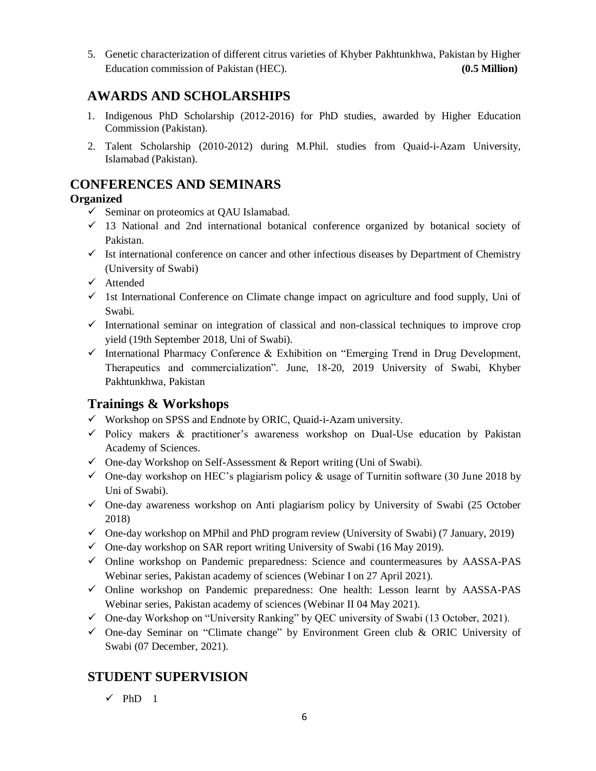5. Genetic characterization of different citrus varieties of Khyber Pakhtunkhwa, Pakistan by Higher Education commission of Pakistan (HEC). **(0.5 Million)**

## AWARDS AND SCHOLARSHIPS

1. Indigenous PhD Scholarship (2012-2016) for PhD studies, awarded by Higher Education Commission (Pakistan).
2. Talent Scholarship (2010-2012) during M.Phil. studies from Quaid-i-Azam University, Islamabad (Pakistan).

## CONFERENCES AND SEMINARS

**Organized**

- ✓ Seminar on proteomics at QAU Islamabad.
- ✓ 13 National and 2nd international botanical conference organized by botanical society of Pakistan.
- ✓ Ist international conference on cancer and other infectious diseases by Department of Chemistry (University of Swabi)
- ✓ Attended
- ✓ 1st International Conference on Climate change impact on agriculture and food supply, Uni of Swabi.
- ✓ International seminar on integration of classical and non-classical techniques to improve crop yield (19th September 2018, Uni of Swabi).
- ✓ International Pharmacy Conference & Exhibition on "Emerging Trend in Drug Development, Therapeutics and commercialization". June, 18-20, 2019 University of Swabi, Khyber Pakhtunkhwa, Pakistan

## Trainings & Workshops

- ✓ Workshop on SPSS and Endnote by ORIC, Quaid-i-Azam university.
- ✓ Policy makers & practitioner's awareness workshop on Dual-Use education by Pakistan Academy of Sciences.
- ✓ One-day Workshop on Self-Assessment & Report writing (Uni of Swabi).
- ✓ One-day workshop on HEC's plagiarism policy & usage of Turnitin software (30 June 2018 by Uni of Swabi).
- ✓ One-day awareness workshop on Anti plagiarism policy by University of Swabi (25 October 2018)
- ✓ One-day workshop on MPhil and PhD program review (University of Swabi) (7 January, 2019)
- ✓ One-day workshop on SAR report writing University of Swabi (16 May 2019).
- ✓ Online workshop on Pandemic preparedness: Science and countermeasures by AASSA-PAS Webinar series, Pakistan academy of sciences (Webinar I on 27 April 2021).
- ✓ Online workshop on Pandemic preparedness: One health: Lesson learnt by AASSA-PAS Webinar series, Pakistan academy of sciences (Webinar II 04 May 2021).
- ✓ One-day Workshop on "University Ranking" by QEC university of Swabi (13 October, 2021).
- ✓ One-day Seminar on "Climate change" by Environment Green club & ORIC University of Swabi (07 December, 2021).

## STUDENT SUPERVISION

- ✓ PhD 1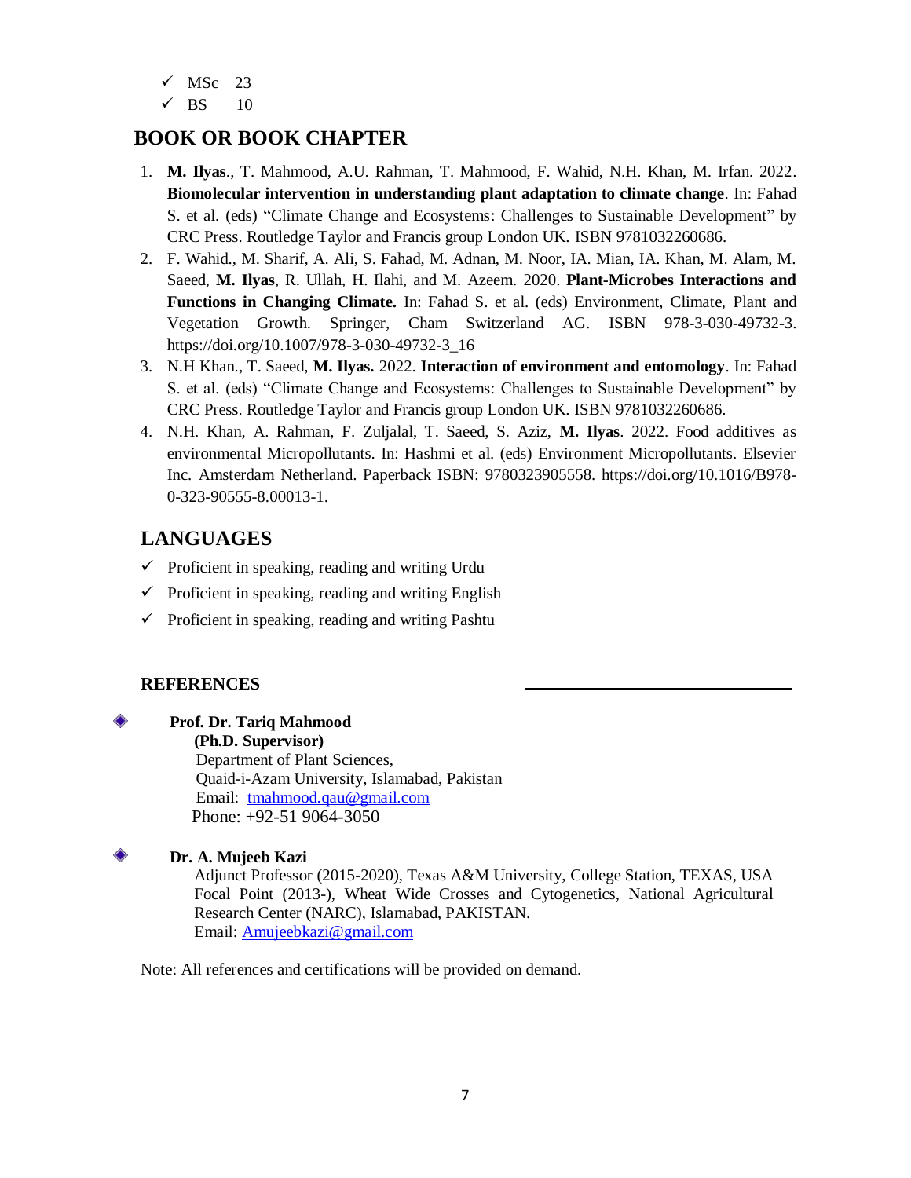- ✓ MSc 23
- ✓ BS 10

## BOOK OR BOOK CHAPTER

1. **M. Ilyas**., T. Mahmood, A.U. Rahman, T. Mahmood, F. Wahid, N.H. Khan, M. Irfan. 2022. **Biomolecular intervention in understanding plant adaptation to climate change**. In: Fahad S. et al. (eds) "Climate Change and Ecosystems: Challenges to Sustainable Development" by CRC Press. Routledge Taylor and Francis group London UK. ISBN 9781032260686.
2. F. Wahid., M. Sharif, A. Ali, S. Fahad, M. Adnan, M. Noor, IA. Mian, IA. Khan, M. Alam, M. Saeed, **M. Ilyas**, R. Ullah, H. Ilahi, and M. Azeem. 2020. **Plant-Microbes Interactions and Functions in Changing Climate.** In: Fahad S. et al. (eds) Environment, Climate, Plant and Vegetation Growth. Springer, Cham Switzerland AG. ISBN 978-3-030-49732-3. https://doi.org/10.1007/978-3-030-49732-3_16
3. N.H Khan., T. Saeed, **M. Ilyas.** 2022. **Interaction of environment and entomology**. In: Fahad S. et al. (eds) "Climate Change and Ecosystems: Challenges to Sustainable Development" by CRC Press. Routledge Taylor and Francis group London UK. ISBN 9781032260686.
4. N.H. Khan, A. Rahman, F. Zuljalal, T. Saeed, S. Aziz, **M. Ilyas**. 2022. Food additives as environmental Micropollutants. In: Hashmi et al. (eds) Environment Micropollutants. Elsevier Inc. Amsterdam Netherland. Paperback ISBN: 9780323905558. https://doi.org/10.1016/B978-0-323-90555-8.00013-1.

## LANGUAGES

- ✓ Proficient in speaking, reading and writing Urdu
- ✓ Proficient in speaking, reading and writing English
- ✓ Proficient in speaking, reading and writing Pashtu

### REFERENCES

- **Prof. Dr. Tariq Mahmood**
  **(Ph.D. Supervisor)**
  Department of Plant Sciences,
  Quaid-i-Azam University, Islamabad, Pakistan
  Email: tmahmood.qau@gmail.com
  Phone: +92-51 9064-3050

- **Dr. A. Mujeeb Kazi**
  Adjunct Professor (2015-2020), Texas A&M University, College Station, TEXAS, USA
  Focal Point (2013-), Wheat Wide Crosses and Cytogenetics, National Agricultural Research Center (NARC), Islamabad, PAKISTAN.
  Email: Amujeebkazi@gmail.com

Note: All references and certifications will be provided on demand.